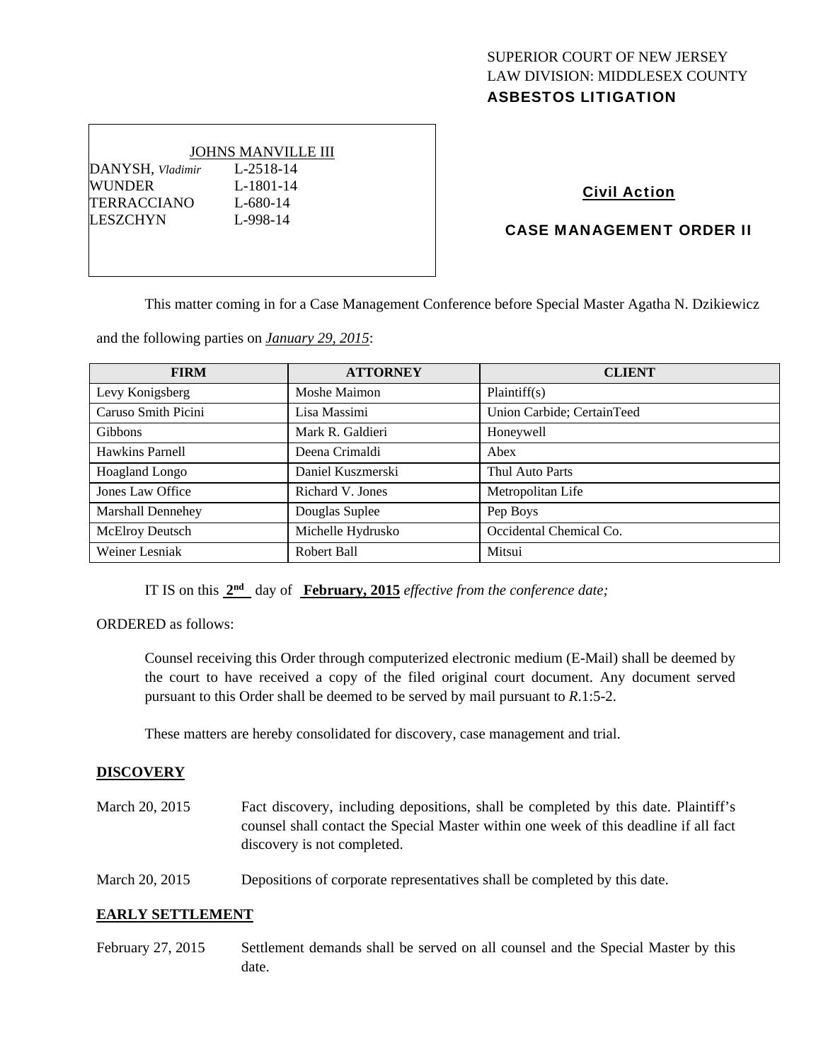SUPERIOR COURT OF NEW JERSEY
LAW DIVISION: MIDDLESEX COUNTY
**ASBESTOS LITIGATION**

| JOHNS MANVILLE III | |
|---|---|
| DANYSH, *Vladimir* | L-2518-14 |
| WUNDER | L-1801-14 |
| TERRACCIANO | L-680-14 |
| LESZCHYN | L-998-14 |

**Civil Action**

**CASE MANAGEMENT ORDER II**

This matter coming in for a Case Management Conference before Special Master Agatha N. Dzikiewicz and the following parties on *January 29, 2015*:

| FIRM | ATTORNEY | CLIENT |
|---|---|---|
| Levy Konigsberg | Moshe Maimon | Plaintiff(s) |
| Caruso Smith Picini | Lisa Massimi | Union Carbide; CertainTeed |
| Gibbons | Mark R. Galdieri | Honeywell |
| Hawkins Parnell | Deena Crimaldi | Abex |
| Hoagland Longo | Daniel Kuszmerski | Thul Auto Parts |
| Jones Law Office | Richard V. Jones | Metropolitan Life |
| Marshall Dennehey | Douglas Suplee | Pep Boys |
| McElroy Deutsch | Michelle Hydrusko | Occidental Chemical Co. |
| Weiner Lesniak | Robert Ball | Mitsui |

IT IS on this **2nd** day of **February, 2015** *effective from the conference date;*

ORDERED as follows:

Counsel receiving this Order through computerized electronic medium (E-Mail) shall be deemed by the court to have received a copy of the filed original court document. Any document served pursuant to this Order shall be deemed to be served by mail pursuant to *R*.1:5-2.

These matters are hereby consolidated for discovery, case management and trial.

**DISCOVERY**

March 20, 2015 — Fact discovery, including depositions, shall be completed by this date. Plaintiff's counsel shall contact the Special Master within one week of this deadline if all fact discovery is not completed.

March 20, 2015 — Depositions of corporate representatives shall be completed by this date.

**EARLY SETTLEMENT**

February 27, 2015 — Settlement demands shall be served on all counsel and the Special Master by this date.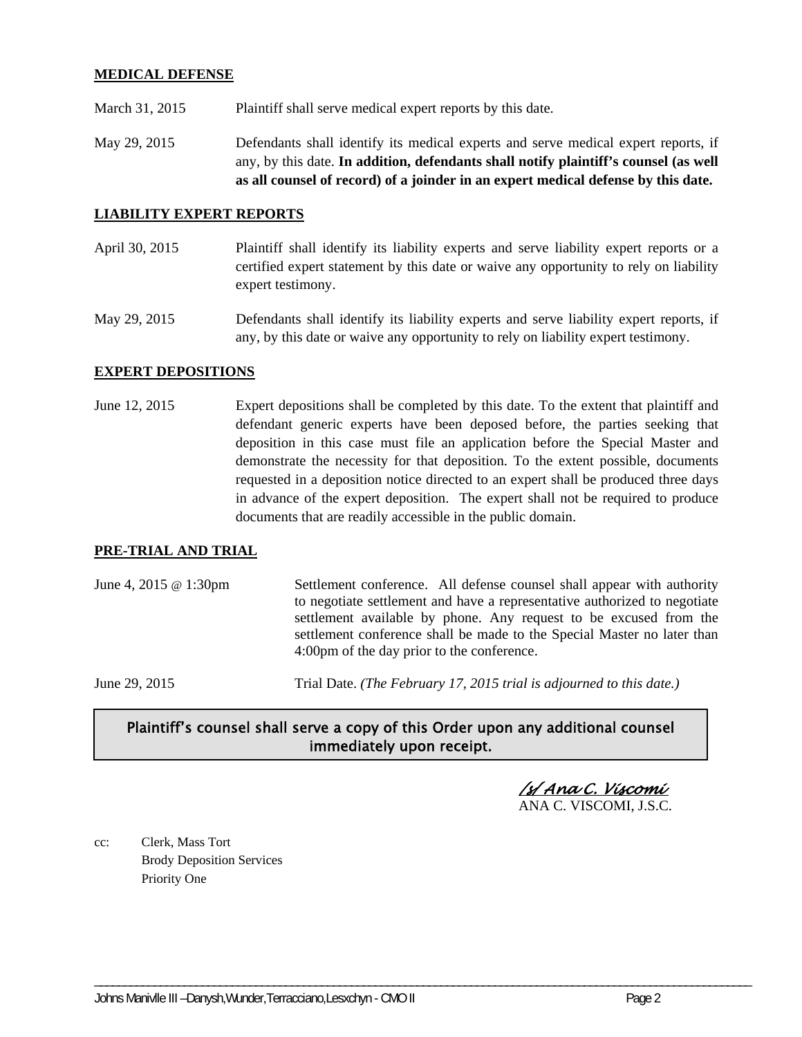**MEDICAL DEFENSE**

| | |
|---|---|
| March 31, 2015 | Plaintiff shall serve medical expert reports by this date. |
| May 29, 2015 | Defendants shall identify its medical experts and serve medical expert reports, if any, by this date. **In addition, defendants shall notify plaintiff's counsel (as well as all counsel of record) of a joinder in an expert medical defense by this date.** |

**LIABILITY EXPERT REPORTS**

| | |
|---|---|
| April 30, 2015 | Plaintiff shall identify its liability experts and serve liability expert reports or a certified expert statement by this date or waive any opportunity to rely on liability expert testimony. |
| May 29, 2015 | Defendants shall identify its liability experts and serve liability expert reports, if any, by this date or waive any opportunity to rely on liability expert testimony. |

**EXPERT DEPOSITIONS**

| | |
|---|---|
| June 12, 2015 | Expert depositions shall be completed by this date. To the extent that plaintiff and defendant generic experts have been deposed before, the parties seeking that deposition in this case must file an application before the Special Master and demonstrate the necessity for that deposition. To the extent possible, documents requested in a deposition notice directed to an expert shall be produced three days in advance of the expert deposition. The expert shall not be required to produce documents that are readily accessible in the public domain. |

**PRE-TRIAL AND TRIAL**

| | |
|---|---|
| June 4, 2015 @ 1:30pm | Settlement conference. All defense counsel shall appear with authority to negotiate settlement and have a representative authorized to negotiate settlement available by phone. Any request to be excused from the settlement conference shall be made to the Special Master no later than 4:00pm of the day prior to the conference. |
| June 29, 2015 | Trial Date. *(The February 17, 2015 trial is adjourned to this date.)* |

**Plaintiff's counsel shall serve a copy of this Order upon any additional counsel immediately upon receipt.**

*/s/ Ana C. Viscomi*
ANA C. VISCOMI, J.S.C.

cc: Clerk, Mass Tort
Brody Deposition Services
Priority One